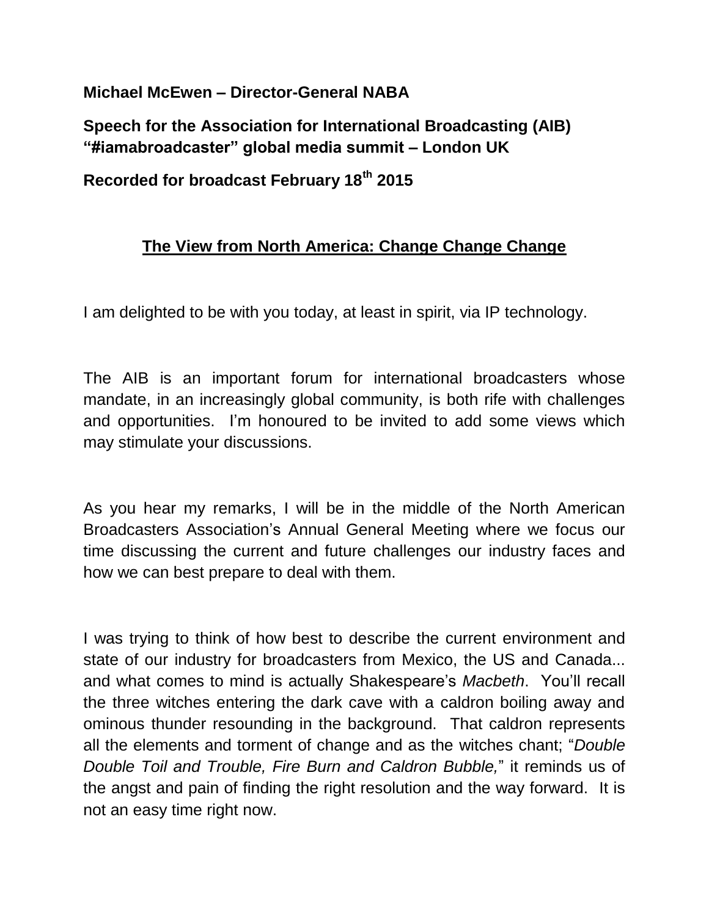**Michael McEwen – Director-General NABA**

**Speech for the Association for International Broadcasting (AIB) "#iamabroadcaster" global media summit – London UK**

**Recorded for broadcast February 18th 2015**

## The View from North America: Change Change Change

I am delighted to be with you today, at least in spirit, via IP technology.

The AIB is an important forum for international broadcasters whose mandate, in an increasingly global community, is both rife with challenges and opportunities. I'm honoured to be invited to add some views which may stimulate your discussions.

As you hear my remarks, I will be in the middle of the North American Broadcasters Association's Annual General Meeting where we focus our time discussing the current and future challenges our industry faces and how we can best prepare to deal with them.

I was trying to think of how best to describe the current environment and state of our industry for broadcasters from Mexico, the US and Canada... and what comes to mind is actually Shakespeare's *Macbeth*. You'll recall the three witches entering the dark cave with a caldron boiling away and ominous thunder resounding in the background. That caldron represents all the elements and torment of change and as the witches chant; "*Double Double Toil and Trouble, Fire Burn and Caldron Bubble,*" it reminds us of the angst and pain of finding the right resolution and the way forward. It is not an easy time right now.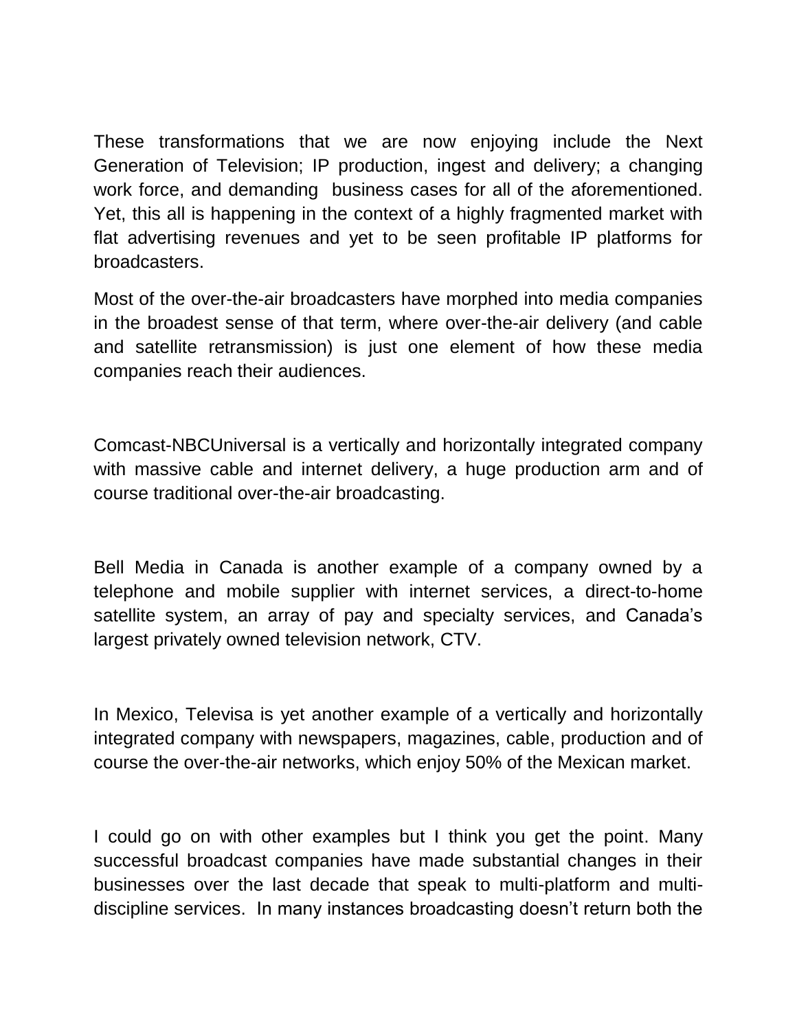These transformations that we are now enjoying include the Next Generation of Television; IP production, ingest and delivery; a changing work force, and demanding business cases for all of the aforementioned. Yet, this all is happening in the context of a highly fragmented market with flat advertising revenues and yet to be seen profitable IP platforms for broadcasters.

Most of the over-the-air broadcasters have morphed into media companies in the broadest sense of that term, where over-the-air delivery (and cable and satellite retransmission) is just one element of how these media companies reach their audiences.

Comcast-NBCUniversal is a vertically and horizontally integrated company with massive cable and internet delivery, a huge production arm and of course traditional over-the-air broadcasting.

Bell Media in Canada is another example of a company owned by a telephone and mobile supplier with internet services, a direct-to-home satellite system, an array of pay and specialty services, and Canada's largest privately owned television network, CTV.

In Mexico, Televisa is yet another example of a vertically and horizontally integrated company with newspapers, magazines, cable, production and of course the over-the-air networks, which enjoy 50% of the Mexican market.

I could go on with other examples but I think you get the point. Many successful broadcast companies have made substantial changes in their businesses over the last decade that speak to multi-platform and multi-discipline services. In many instances broadcasting doesn't return both the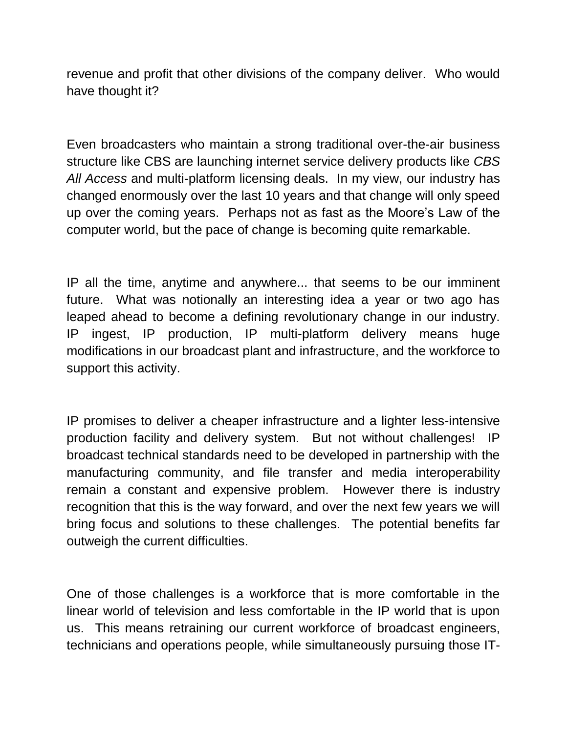revenue and profit that other divisions of the company deliver. Who would have thought it?

Even broadcasters who maintain a strong traditional over-the-air business structure like CBS are launching internet service delivery products like *CBS All Access* and multi-platform licensing deals. In my view, our industry has changed enormously over the last 10 years and that change will only speed up over the coming years. Perhaps not as fast as the Moore's Law of the computer world, but the pace of change is becoming quite remarkable.

IP all the time, anytime and anywhere... that seems to be our imminent future. What was notionally an interesting idea a year or two ago has leaped ahead to become a defining revolutionary change in our industry. IP ingest, IP production, IP multi-platform delivery means huge modifications in our broadcast plant and infrastructure, and the workforce to support this activity.

IP promises to deliver a cheaper infrastructure and a lighter less-intensive production facility and delivery system. But not without challenges! IP broadcast technical standards need to be developed in partnership with the manufacturing community, and file transfer and media interoperability remain a constant and expensive problem. However there is industry recognition that this is the way forward, and over the next few years we will bring focus and solutions to these challenges. The potential benefits far outweigh the current difficulties.

One of those challenges is a workforce that is more comfortable in the linear world of television and less comfortable in the IP world that is upon us. This means retraining our current workforce of broadcast engineers, technicians and operations people, while simultaneously pursuing those IT-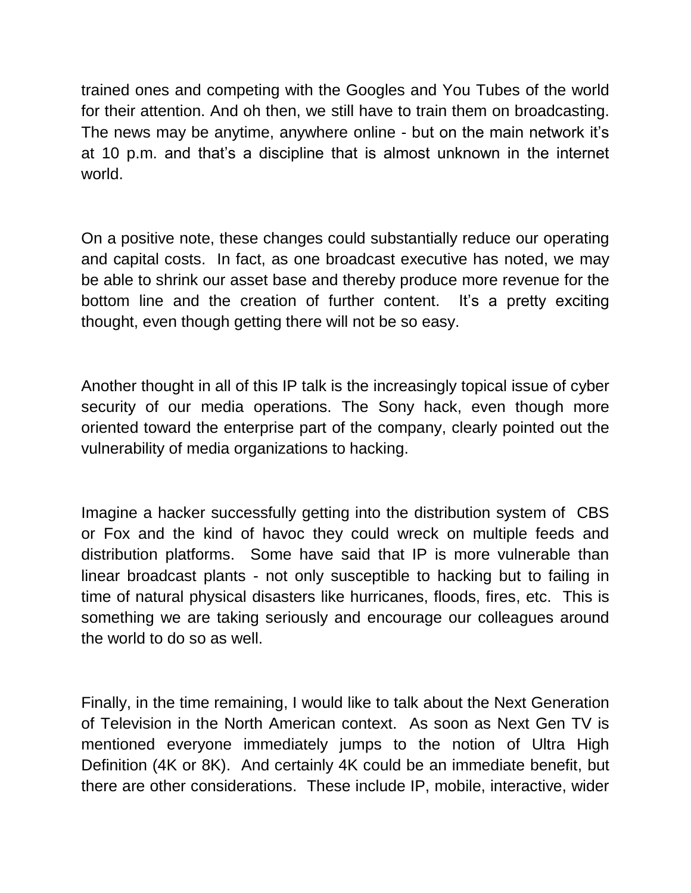trained ones and competing with the Googles and You Tubes of the world for their attention. And oh then, we still have to train them on broadcasting. The news may be anytime, anywhere online - but on the main network it's at 10 p.m. and that's a discipline that is almost unknown in the internet world.

On a positive note, these changes could substantially reduce our operating and capital costs. In fact, as one broadcast executive has noted, we may be able to shrink our asset base and thereby produce more revenue for the bottom line and the creation of further content. It's a pretty exciting thought, even though getting there will not be so easy.

Another thought in all of this IP talk is the increasingly topical issue of cyber security of our media operations. The Sony hack, even though more oriented toward the enterprise part of the company, clearly pointed out the vulnerability of media organizations to hacking.

Imagine a hacker successfully getting into the distribution system of CBS or Fox and the kind of havoc they could wreck on multiple feeds and distribution platforms. Some have said that IP is more vulnerable than linear broadcast plants - not only susceptible to hacking but to failing in time of natural physical disasters like hurricanes, floods, fires, etc. This is something we are taking seriously and encourage our colleagues around the world to do so as well.

Finally, in the time remaining, I would like to talk about the Next Generation of Television in the North American context. As soon as Next Gen TV is mentioned everyone immediately jumps to the notion of Ultra High Definition (4K or 8K). And certainly 4K could be an immediate benefit, but there are other considerations. These include IP, mobile, interactive, wider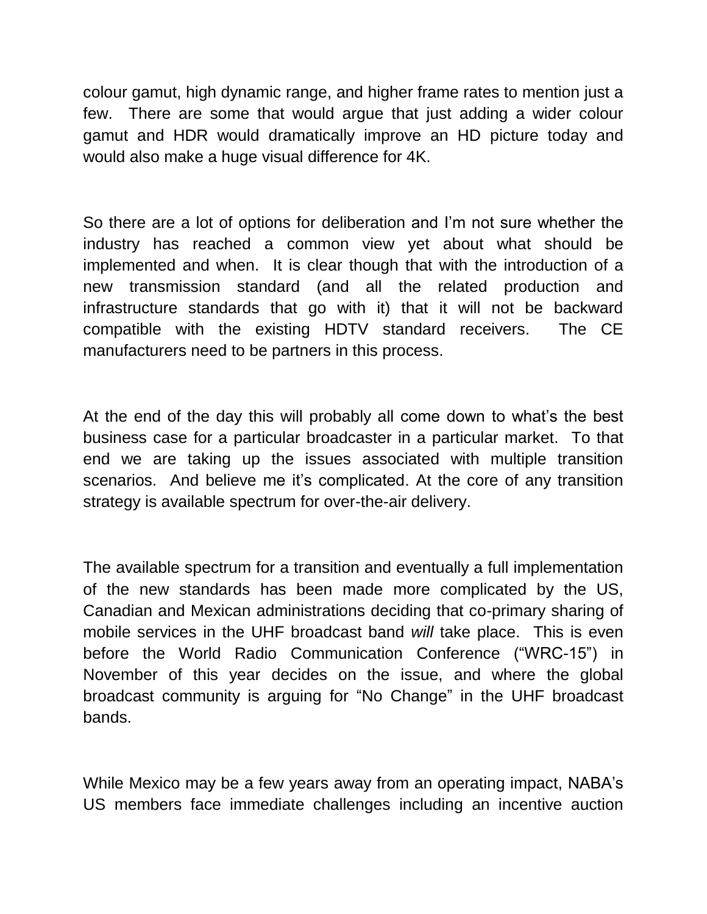colour gamut, high dynamic range, and higher frame rates to mention just a few. There are some that would argue that just adding a wider colour gamut and HDR would dramatically improve an HD picture today and would also make a huge visual difference for 4K.

So there are a lot of options for deliberation and I'm not sure whether the industry has reached a common view yet about what should be implemented and when. It is clear though that with the introduction of a new transmission standard (and all the related production and infrastructure standards that go with it) that it will not be backward compatible with the existing HDTV standard receivers. The CE manufacturers need to be partners in this process.

At the end of the day this will probably all come down to what's the best business case for a particular broadcaster in a particular market. To that end we are taking up the issues associated with multiple transition scenarios. And believe me it's complicated. At the core of any transition strategy is available spectrum for over-the-air delivery.

The available spectrum for a transition and eventually a full implementation of the new standards has been made more complicated by the US, Canadian and Mexican administrations deciding that co-primary sharing of mobile services in the UHF broadcast band *will* take place. This is even before the World Radio Communication Conference ("WRC-15") in November of this year decides on the issue, and where the global broadcast community is arguing for "No Change" in the UHF broadcast bands.

While Mexico may be a few years away from an operating impact, NABA's US members face immediate challenges including an incentive auction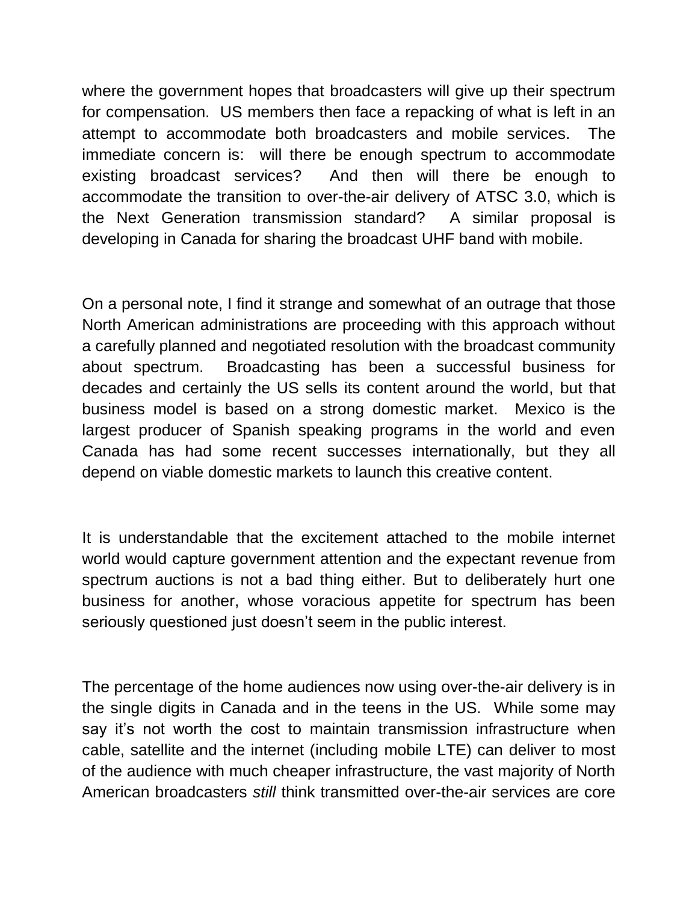where the government hopes that broadcasters will give up their spectrum for compensation. US members then face a repacking of what is left in an attempt to accommodate both broadcasters and mobile services. The immediate concern is: will there be enough spectrum to accommodate existing broadcast services? And then will there be enough to accommodate the transition to over-the-air delivery of ATSC 3.0, which is the Next Generation transmission standard? A similar proposal is developing in Canada for sharing the broadcast UHF band with mobile.

On a personal note, I find it strange and somewhat of an outrage that those North American administrations are proceeding with this approach without a carefully planned and negotiated resolution with the broadcast community about spectrum. Broadcasting has been a successful business for decades and certainly the US sells its content around the world, but that business model is based on a strong domestic market. Mexico is the largest producer of Spanish speaking programs in the world and even Canada has had some recent successes internationally, but they all depend on viable domestic markets to launch this creative content.

It is understandable that the excitement attached to the mobile internet world would capture government attention and the expectant revenue from spectrum auctions is not a bad thing either. But to deliberately hurt one business for another, whose voracious appetite for spectrum has been seriously questioned just doesn't seem in the public interest.

The percentage of the home audiences now using over-the-air delivery is in the single digits in Canada and in the teens in the US. While some may say it's not worth the cost to maintain transmission infrastructure when cable, satellite and the internet (including mobile LTE) can deliver to most of the audience with much cheaper infrastructure, the vast majority of North American broadcasters *still* think transmitted over-the-air services are core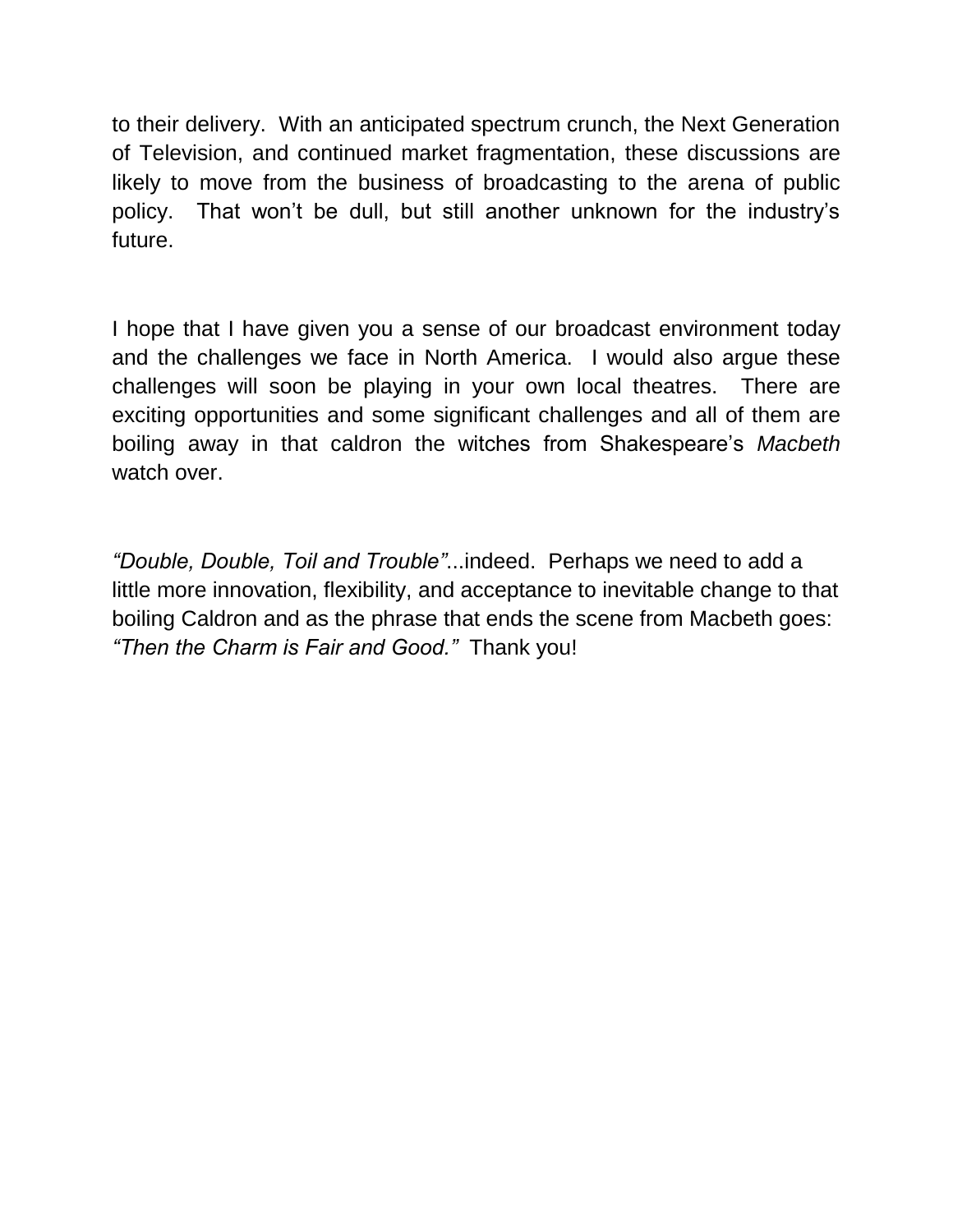to their delivery. With an anticipated spectrum crunch, the Next Generation of Television, and continued market fragmentation, these discussions are likely to move from the business of broadcasting to the arena of public policy. That won't be dull, but still another unknown for the industry's future.

I hope that I have given you a sense of our broadcast environment today and the challenges we face in North America. I would also argue these challenges will soon be playing in your own local theatres. There are exciting opportunities and some significant challenges and all of them are boiling away in that caldron the witches from Shakespeare's *Macbeth* watch over.

*"Double, Double, Toil and Trouble"*...indeed. Perhaps we need to add a little more innovation, flexibility, and acceptance to inevitable change to that boiling Caldron and as the phrase that ends the scene from Macbeth goes: *"Then the Charm is Fair and Good."* Thank you!